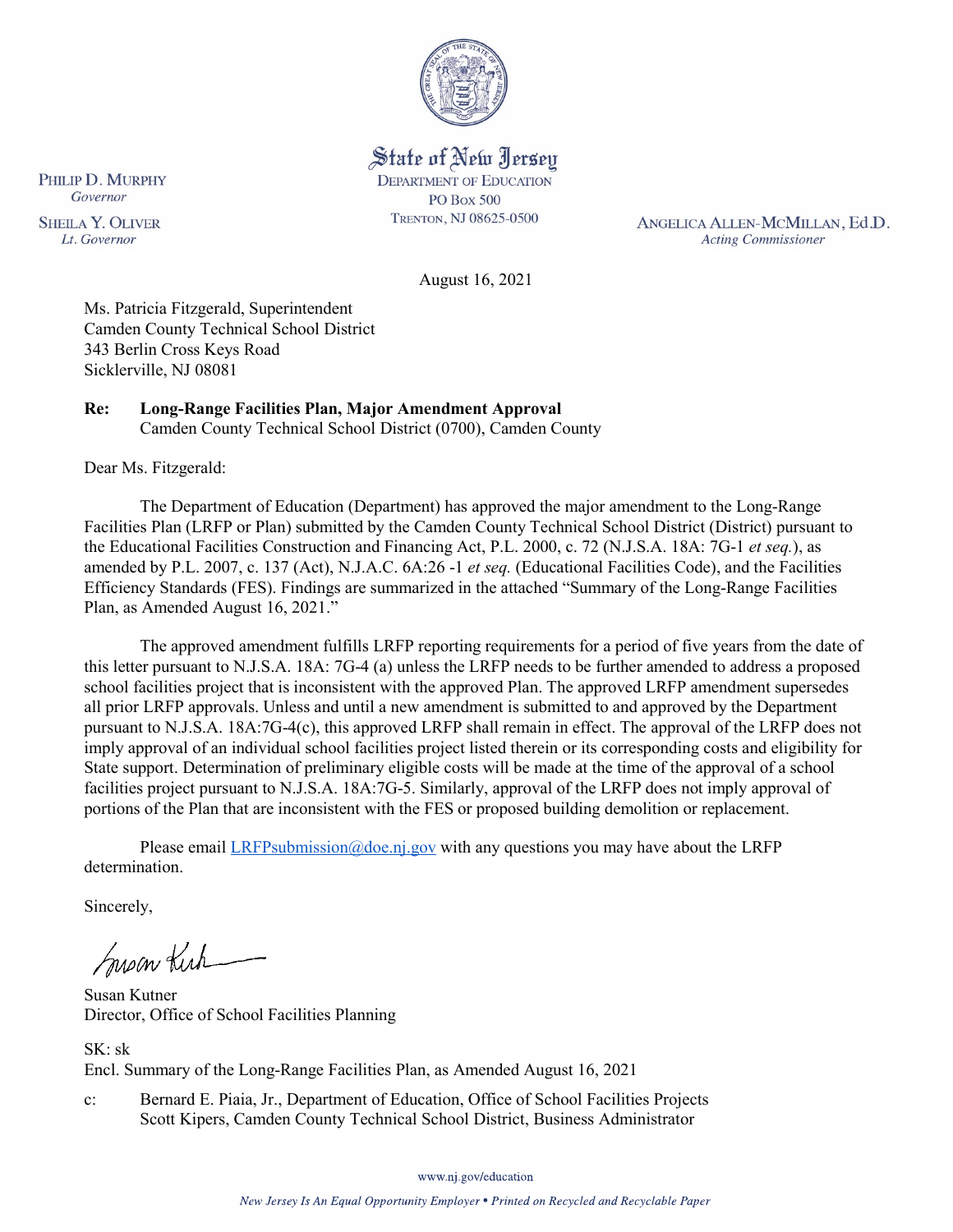State of New Jersey
DEPARTMENT OF EDUCATION
PO Box 500
TRENTON, NJ 08625-0500

PHILIP D. MURPHY
*Governor*

SHEILA Y. OLIVER
*Lt. Governor*

ANGELICA ALLEN-MCMILLAN, Ed.D.
*Acting Commissioner*

August 16, 2021

Ms. Patricia Fitzgerald, Superintendent
Camden County Technical School District
343 Berlin Cross Keys Road
Sicklerville, NJ 08081

**Re: Long-Range Facilities Plan, Major Amendment Approval**
Camden County Technical School District (0700), Camden County

Dear Ms. Fitzgerald:

The Department of Education (Department) has approved the major amendment to the Long-Range Facilities Plan (LRFP or Plan) submitted by the Camden County Technical School District (District) pursuant to the Educational Facilities Construction and Financing Act, P.L. 2000, c. 72 (N.J.S.A. 18A: 7G-1 *et seq.*), as amended by P.L. 2007, c. 137 (Act), N.J.A.C. 6A:26 -1 *et seq.* (Educational Facilities Code), and the Facilities Efficiency Standards (FES). Findings are summarized in the attached "Summary of the Long-Range Facilities Plan, as Amended August 16, 2021."

The approved amendment fulfills LRFP reporting requirements for a period of five years from the date of this letter pursuant to N.J.S.A. 18A: 7G-4 (a) unless the LRFP needs to be further amended to address a proposed school facilities project that is inconsistent with the approved Plan. The approved LRFP amendment supersedes all prior LRFP approvals. Unless and until a new amendment is submitted to and approved by the Department pursuant to N.J.S.A. 18A:7G-4(c), this approved LRFP shall remain in effect. The approval of the LRFP does not imply approval of an individual school facilities project listed therein or its corresponding costs and eligibility for State support. Determination of preliminary eligible costs will be made at the time of the approval of a school facilities project pursuant to N.J.S.A. 18A:7G-5. Similarly, approval of the LRFP does not imply approval of portions of the Plan that are inconsistent with the FES or proposed building demolition or replacement.

Please email LRFPsubmission@doe.nj.gov with any questions you may have about the LRFP determination.

Sincerely,

Susan Kutner
Director, Office of School Facilities Planning

SK: sk
Encl. Summary of the Long-Range Facilities Plan, as Amended August 16, 2021

c: Bernard E. Piaia, Jr., Department of Education, Office of School Facilities Projects
Scott Kipers, Camden County Technical School District, Business Administrator

www.nj.gov/education

*New Jersey Is An Equal Opportunity Employer • Printed on Recycled and Recyclable Paper*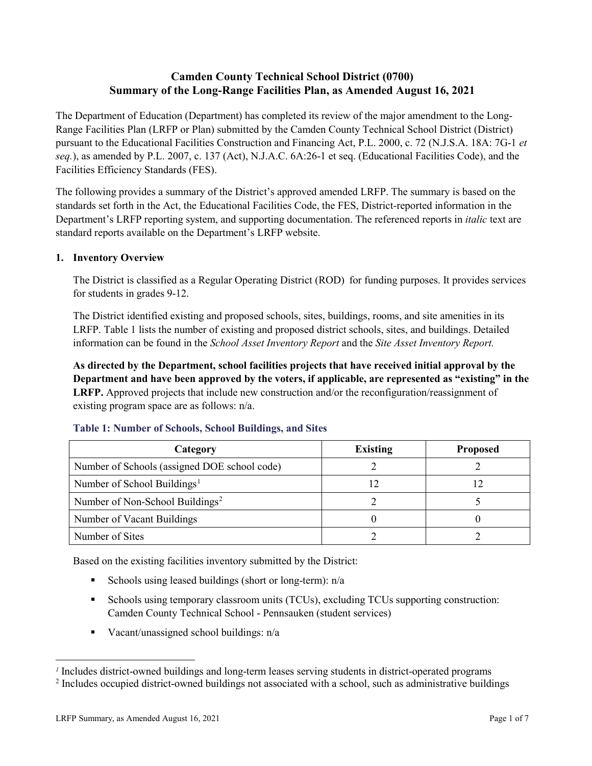# Camden County Technical School District (0700)
# Summary of the Long-Range Facilities Plan, as Amended August 16, 2021

The Department of Education (Department) has completed its review of the major amendment to the Long-Range Facilities Plan (LRFP or Plan) submitted by the Camden County Technical School District (District) pursuant to the Educational Facilities Construction and Financing Act, P.L. 2000, c. 72 (N.J.S.A. 18A: 7G-1 *et seq.*), as amended by P.L. 2007, c. 137 (Act), N.J.A.C. 6A:26-1 et seq. (Educational Facilities Code), and the Facilities Efficiency Standards (FES).

The following provides a summary of the District's approved amended LRFP. The summary is based on the standards set forth in the Act, the Educational Facilities Code, the FES, District-reported information in the Department's LRFP reporting system, and supporting documentation. The referenced reports in *italic* text are standard reports available on the Department's LRFP website.

## 1. Inventory Overview

The District is classified as a Regular Operating District (ROD) for funding purposes. It provides services for students in grades 9-12.

The District identified existing and proposed schools, sites, buildings, rooms, and site amenities in its LRFP. Table 1 lists the number of existing and proposed district schools, sites, and buildings. Detailed information can be found in the *School Asset Inventory Report* and the *Site Asset Inventory Report.*

**As directed by the Department, school facilities projects that have received initial approval by the Department and have been approved by the voters, if applicable, are represented as "existing" in the LRFP.** Approved projects that include new construction and/or the reconfiguration/reassignment of existing program space are as follows: n/a.

### Table 1: Number of Schools, School Buildings, and Sites

| Category | Existing | Proposed |
|---|---|---|
| Number of Schools (assigned DOE school code) | 2 | 2 |
| Number of School Buildings[1] | 12 | 12 |
| Number of Non-School Buildings[2] | 2 | 5 |
| Number of Vacant Buildings | 0 | 0 |
| Number of Sites | 2 | 2 |

Based on the existing facilities inventory submitted by the District:

- Schools using leased buildings (short or long-term): n/a
- Schools using temporary classroom units (TCUs), excluding TCUs supporting construction: Camden County Technical School - Pennsauken (student services)
- Vacant/unassigned school buildings: n/a

---

[1] Includes district-owned buildings and long-term leases serving students in district-operated programs

[2] Includes occupied district-owned buildings not associated with a school, such as administrative buildings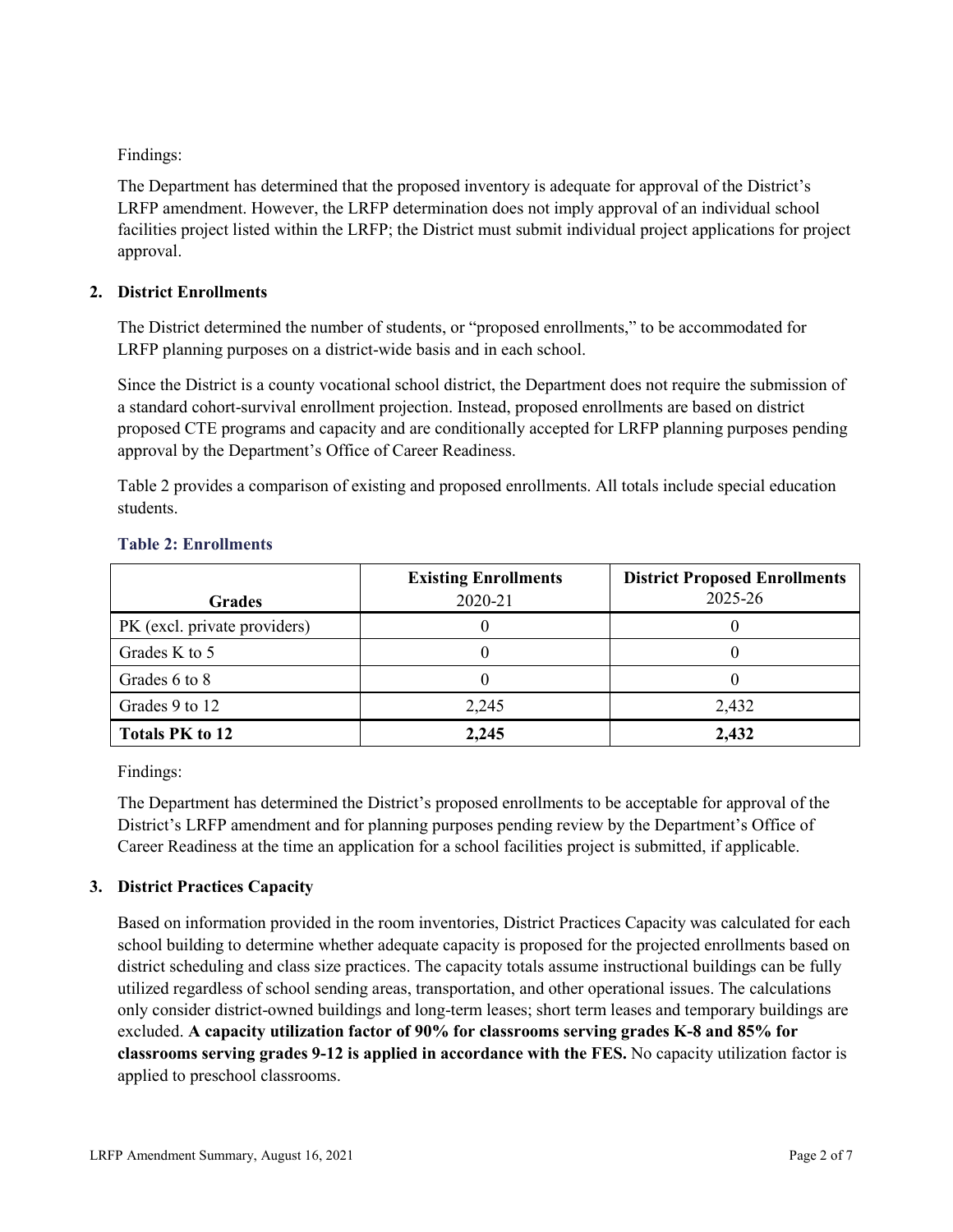Findings:

The Department has determined that the proposed inventory is adequate for approval of the District's LRFP amendment. However, the LRFP determination does not imply approval of an individual school facilities project listed within the LRFP; the District must submit individual project applications for project approval.

## 2. District Enrollments

The District determined the number of students, or "proposed enrollments," to be accommodated for LRFP planning purposes on a district-wide basis and in each school.

Since the District is a county vocational school district, the Department does not require the submission of a standard cohort-survival enrollment projection. Instead, proposed enrollments are based on district proposed CTE programs and capacity and are conditionally accepted for LRFP planning purposes pending approval by the Department's Office of Career Readiness.

Table 2 provides a comparison of existing and proposed enrollments. All totals include special education students.

### Table 2: Enrollments

| Grades | Existing Enrollments 2020-21 | District Proposed Enrollments 2025-26 |
|---|---|---|
| PK (excl. private providers) | 0 | 0 |
| Grades K to 5 | 0 | 0 |
| Grades 6 to 8 | 0 | 0 |
| Grades 9 to 12 | 2,245 | 2,432 |
| **Totals PK to 12** | **2,245** | **2,432** |

Findings:

The Department has determined the District's proposed enrollments to be acceptable for approval of the District's LRFP amendment and for planning purposes pending review by the Department's Office of Career Readiness at the time an application for a school facilities project is submitted, if applicable.

## 3. District Practices Capacity

Based on information provided in the room inventories, District Practices Capacity was calculated for each school building to determine whether adequate capacity is proposed for the projected enrollments based on district scheduling and class size practices. The capacity totals assume instructional buildings can be fully utilized regardless of school sending areas, transportation, and other operational issues. The calculations only consider district-owned buildings and long-term leases; short term leases and temporary buildings are excluded. **A capacity utilization factor of 90% for classrooms serving grades K-8 and 85% for classrooms serving grades 9-12 is applied in accordance with the FES.** No capacity utilization factor is applied to preschool classrooms.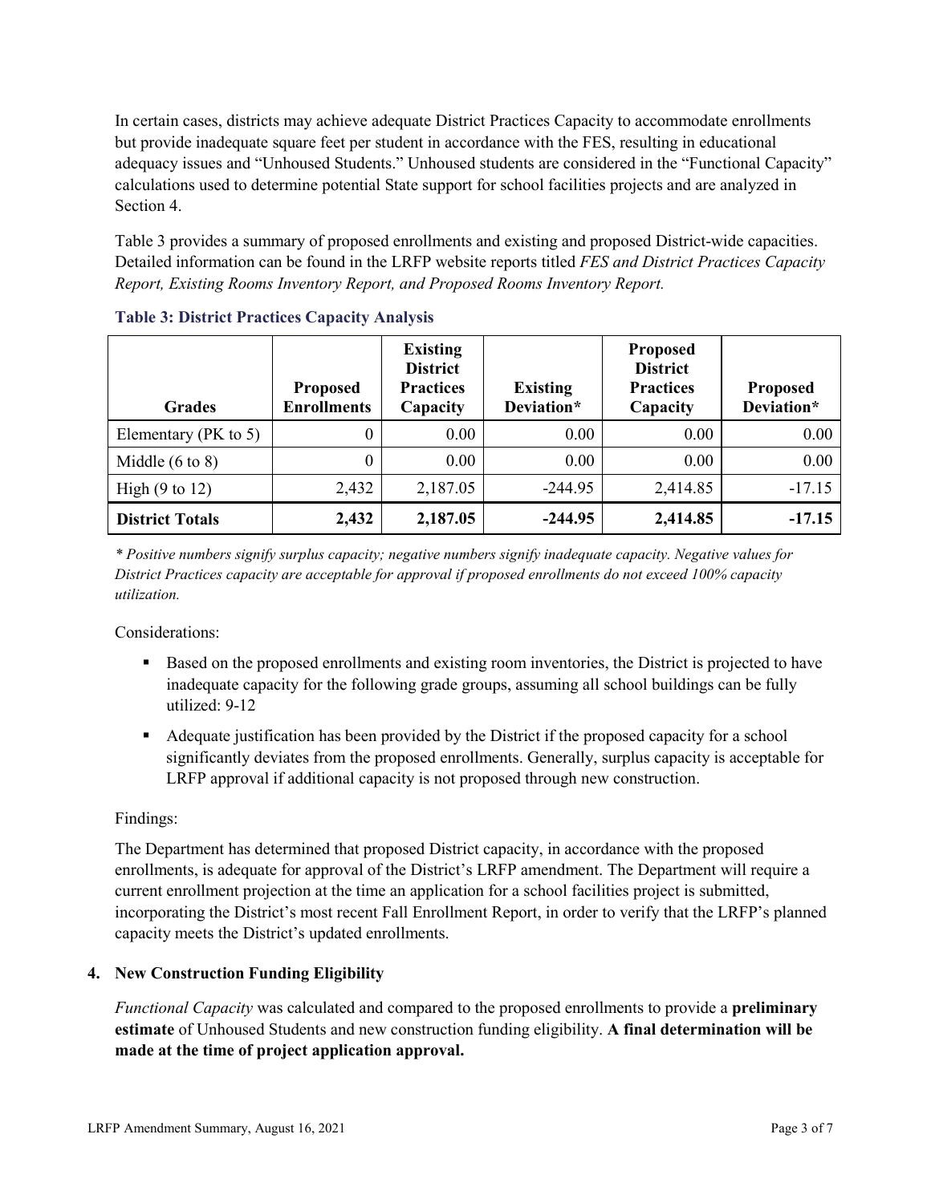In certain cases, districts may achieve adequate District Practices Capacity to accommodate enrollments but provide inadequate square feet per student in accordance with the FES, resulting in educational adequacy issues and "Unhoused Students." Unhoused students are considered in the "Functional Capacity" calculations used to determine potential State support for school facilities projects and are analyzed in Section 4.

Table 3 provides a summary of proposed enrollments and existing and proposed District-wide capacities. Detailed information can be found in the LRFP website reports titled *FES and District Practices Capacity Report, Existing Rooms Inventory Report, and Proposed Rooms Inventory Report.*

**Table 3: District Practices Capacity Analysis**

| Grades | Proposed Enrollments | Existing District Practices Capacity | Existing Deviation* | Proposed District Practices Capacity | Proposed Deviation* |
|---|---|---|---|---|---|
| Elementary (PK to 5) | 0 | 0.00 | 0.00 | 0.00 | 0.00 |
| Middle (6 to 8) | 0 | 0.00 | 0.00 | 0.00 | 0.00 |
| High (9 to 12) | 2,432 | 2,187.05 | -244.95 | 2,414.85 | -17.15 |
| **District Totals** | **2,432** | **2,187.05** | **-244.95** | **2,414.85** | **-17.15** |

*\* Positive numbers signify surplus capacity; negative numbers signify inadequate capacity. Negative values for District Practices capacity are acceptable for approval if proposed enrollments do not exceed 100% capacity utilization.*

Considerations:

- Based on the proposed enrollments and existing room inventories, the District is projected to have inadequate capacity for the following grade groups, assuming all school buildings can be fully utilized: 9-12
- Adequate justification has been provided by the District if the proposed capacity for a school significantly deviates from the proposed enrollments. Generally, surplus capacity is acceptable for LRFP approval if additional capacity is not proposed through new construction.

Findings:

The Department has determined that proposed District capacity, in accordance with the proposed enrollments, is adequate for approval of the District's LRFP amendment. The Department will require a current enrollment projection at the time an application for a school facilities project is submitted, incorporating the District's most recent Fall Enrollment Report, in order to verify that the LRFP's planned capacity meets the District's updated enrollments.

## 4. New Construction Funding Eligibility

*Functional Capacity* was calculated and compared to the proposed enrollments to provide a **preliminary estimate** of Unhoused Students and new construction funding eligibility. **A final determination will be made at the time of project application approval.**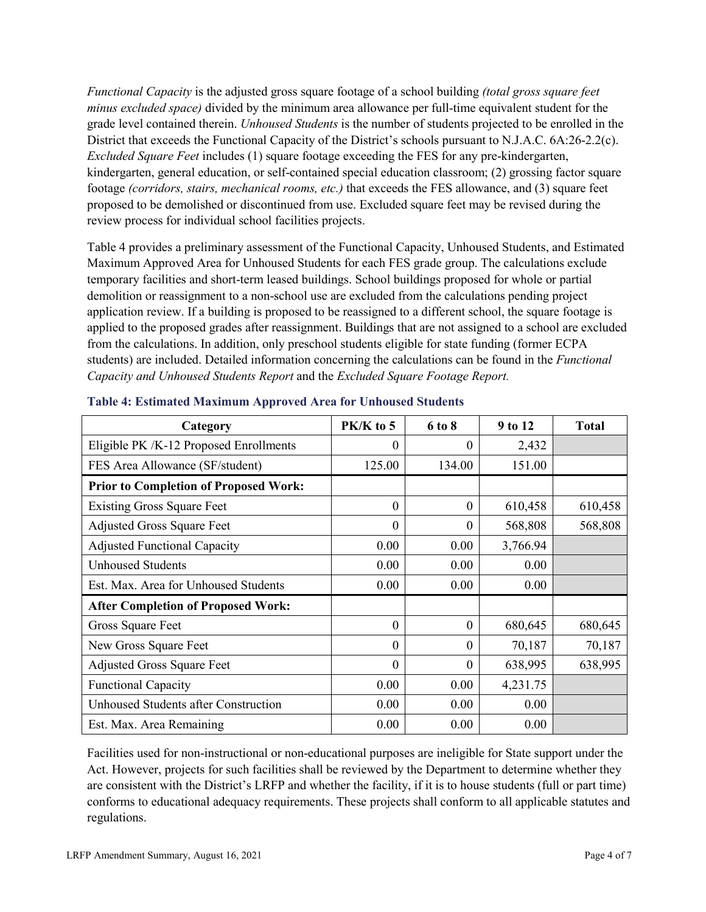*Functional Capacity* is the adjusted gross square footage of a school building *(total gross square feet minus excluded space)* divided by the minimum area allowance per full-time equivalent student for the grade level contained therein. *Unhoused Students* is the number of students projected to be enrolled in the District that exceeds the Functional Capacity of the District's schools pursuant to N.J.A.C. 6A:26-2.2(c). *Excluded Square Feet* includes (1) square footage exceeding the FES for any pre-kindergarten, kindergarten, general education, or self-contained special education classroom; (2) grossing factor square footage *(corridors, stairs, mechanical rooms, etc.)* that exceeds the FES allowance, and (3) square feet proposed to be demolished or discontinued from use. Excluded square feet may be revised during the review process for individual school facilities projects.

Table 4 provides a preliminary assessment of the Functional Capacity, Unhoused Students, and Estimated Maximum Approved Area for Unhoused Students for each FES grade group. The calculations exclude temporary facilities and short-term leased buildings. School buildings proposed for whole or partial demolition or reassignment to a non-school use are excluded from the calculations pending project application review. If a building is proposed to be reassigned to a different school, the square footage is applied to the proposed grades after reassignment. Buildings that are not assigned to a school are excluded from the calculations. In addition, only preschool students eligible for state funding (former ECPA students) are included. Detailed information concerning the calculations can be found in the *Functional Capacity and Unhoused Students Report* and the *Excluded Square Footage Report.*

**Table 4: Estimated Maximum Approved Area for Unhoused Students**

| Category | PK/K to 5 | 6 to 8 | 9 to 12 | Total |
|---|---|---|---|---|
| Eligible PK /K-12 Proposed Enrollments | 0 | 0 | 2,432 | |
| FES Area Allowance (SF/student) | 125.00 | 134.00 | 151.00 | |
| **Prior to Completion of Proposed Work:** | | | | |
| Existing Gross Square Feet | 0 | 0 | 610,458 | 610,458 |
| Adjusted Gross Square Feet | 0 | 0 | 568,808 | 568,808 |
| Adjusted Functional Capacity | 0.00 | 0.00 | 3,766.94 | |
| Unhoused Students | 0.00 | 0.00 | 0.00 | |
| Est. Max. Area for Unhoused Students | 0.00 | 0.00 | 0.00 | |
| **After Completion of Proposed Work:** | | | | |
| Gross Square Feet | 0 | 0 | 680,645 | 680,645 |
| New Gross Square Feet | 0 | 0 | 70,187 | 70,187 |
| Adjusted Gross Square Feet | 0 | 0 | 638,995 | 638,995 |
| Functional Capacity | 0.00 | 0.00 | 4,231.75 | |
| Unhoused Students after Construction | 0.00 | 0.00 | 0.00 | |
| Est. Max. Area Remaining | 0.00 | 0.00 | 0.00 | |

Facilities used for non-instructional or non-educational purposes are ineligible for State support under the Act. However, projects for such facilities shall be reviewed by the Department to determine whether they are consistent with the District's LRFP and whether the facility, if it is to house students (full or part time) conforms to educational adequacy requirements. These projects shall conform to all applicable statutes and regulations.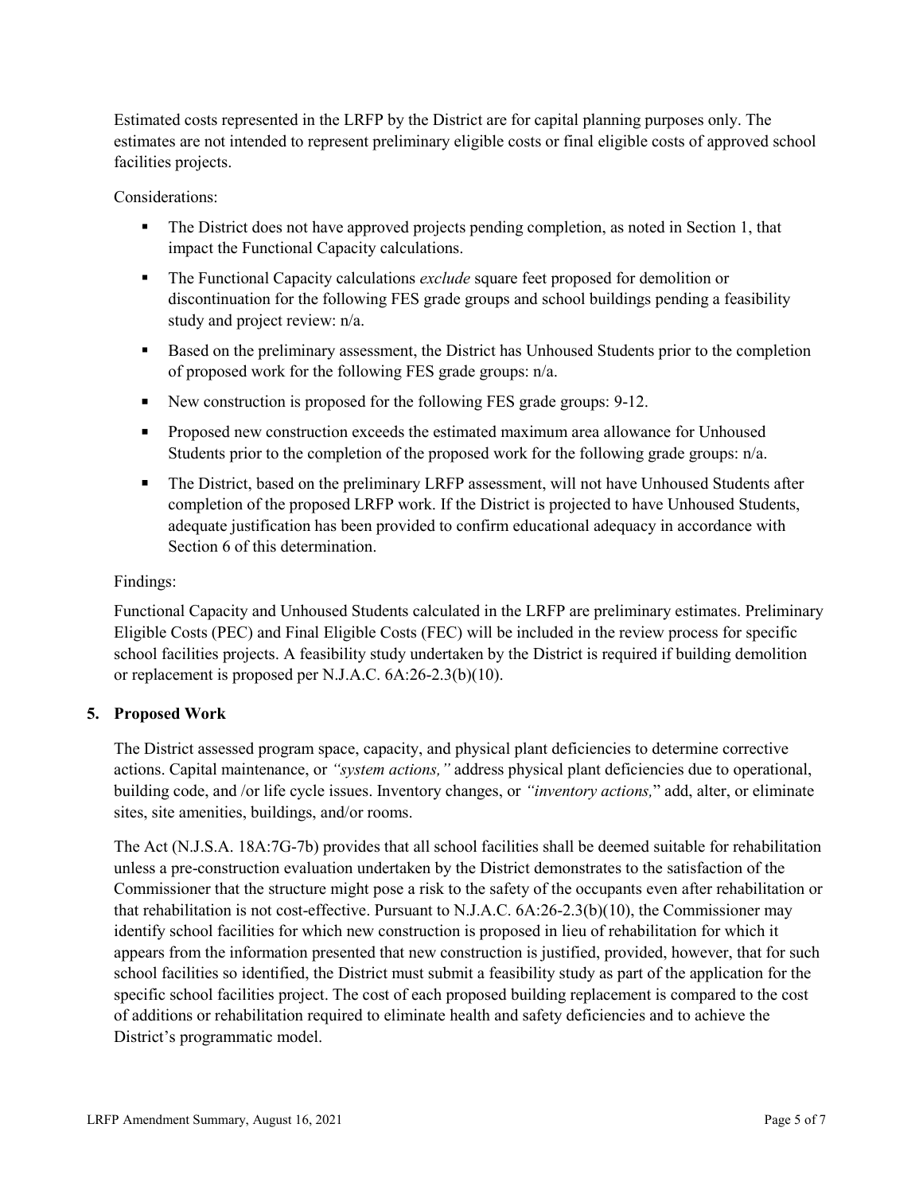Estimated costs represented in the LRFP by the District are for capital planning purposes only. The estimates are not intended to represent preliminary eligible costs or final eligible costs of approved school facilities projects.

Considerations:

- The District does not have approved projects pending completion, as noted in Section 1, that impact the Functional Capacity calculations.
- The Functional Capacity calculations *exclude* square feet proposed for demolition or discontinuation for the following FES grade groups and school buildings pending a feasibility study and project review: n/a.
- Based on the preliminary assessment, the District has Unhoused Students prior to the completion of proposed work for the following FES grade groups: n/a.
- New construction is proposed for the following FES grade groups: 9-12.
- Proposed new construction exceeds the estimated maximum area allowance for Unhoused Students prior to the completion of the proposed work for the following grade groups: n/a.
- The District, based on the preliminary LRFP assessment, will not have Unhoused Students after completion of the proposed LRFP work. If the District is projected to have Unhoused Students, adequate justification has been provided to confirm educational adequacy in accordance with Section 6 of this determination.

Findings:

Functional Capacity and Unhoused Students calculated in the LRFP are preliminary estimates. Preliminary Eligible Costs (PEC) and Final Eligible Costs (FEC) will be included in the review process for specific school facilities projects. A feasibility study undertaken by the District is required if building demolition or replacement is proposed per N.J.A.C. 6A:26-2.3(b)(10).

## 5. Proposed Work

The District assessed program space, capacity, and physical plant deficiencies to determine corrective actions. Capital maintenance, or *"system actions,"* address physical plant deficiencies due to operational, building code, and /or life cycle issues. Inventory changes, or *"inventory actions,"* add, alter, or eliminate sites, site amenities, buildings, and/or rooms.

The Act (N.J.S.A. 18A:7G-7b) provides that all school facilities shall be deemed suitable for rehabilitation unless a pre-construction evaluation undertaken by the District demonstrates to the satisfaction of the Commissioner that the structure might pose a risk to the safety of the occupants even after rehabilitation or that rehabilitation is not cost-effective. Pursuant to N.J.A.C. 6A:26-2.3(b)(10), the Commissioner may identify school facilities for which new construction is proposed in lieu of rehabilitation for which it appears from the information presented that new construction is justified, provided, however, that for such school facilities so identified, the District must submit a feasibility study as part of the application for the specific school facilities project. The cost of each proposed building replacement is compared to the cost of additions or rehabilitation required to eliminate health and safety deficiencies and to achieve the District's programmatic model.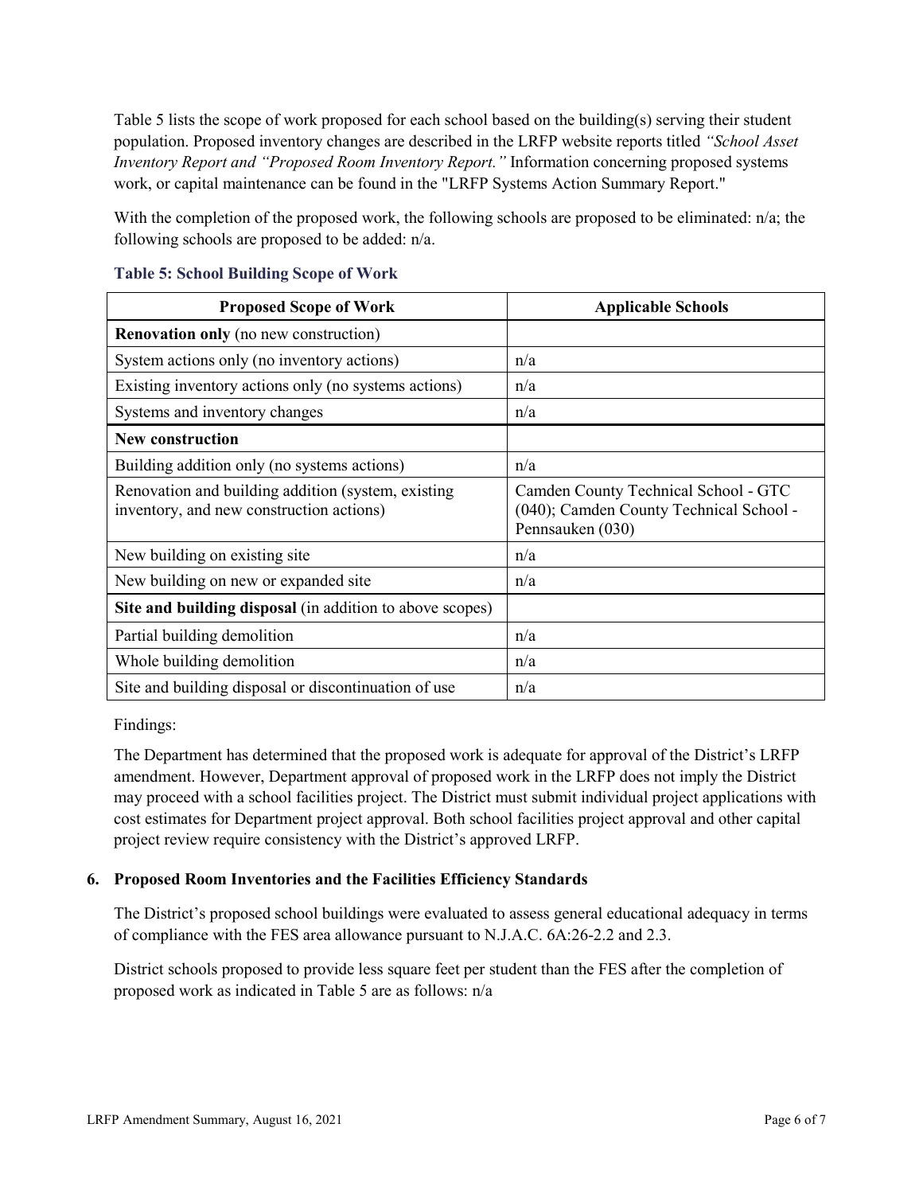Table 5 lists the scope of work proposed for each school based on the building(s) serving their student population. Proposed inventory changes are described in the LRFP website reports titled *"School Asset Inventory Report and "Proposed Room Inventory Report."* Information concerning proposed systems work, or capital maintenance can be found in the "LRFP Systems Action Summary Report."

With the completion of the proposed work, the following schools are proposed to be eliminated: n/a; the following schools are proposed to be added: n/a.

**Table 5: School Building Scope of Work**

| Proposed Scope of Work | Applicable Schools |
|---|---|
| **Renovation only** (no new construction) | |
| System actions only (no inventory actions) | n/a |
| Existing inventory actions only (no systems actions) | n/a |
| Systems and inventory changes | n/a |
| **New construction** | |
| Building addition only (no systems actions) | n/a |
| Renovation and building addition (system, existing inventory, and new construction actions) | Camden County Technical School - GTC (040); Camden County Technical School - Pennsauken (030) |
| New building on existing site | n/a |
| New building on new or expanded site | n/a |
| **Site and building disposal** (in addition to above scopes) | |
| Partial building demolition | n/a |
| Whole building demolition | n/a |
| Site and building disposal or discontinuation of use | n/a |

Findings:

The Department has determined that the proposed work is adequate for approval of the District's LRFP amendment. However, Department approval of proposed work in the LRFP does not imply the District may proceed with a school facilities project. The District must submit individual project applications with cost estimates for Department project approval. Both school facilities project approval and other capital project review require consistency with the District's approved LRFP.

## 6. Proposed Room Inventories and the Facilities Efficiency Standards

The District's proposed school buildings were evaluated to assess general educational adequacy in terms of compliance with the FES area allowance pursuant to N.J.A.C. 6A:26-2.2 and 2.3.

District schools proposed to provide less square feet per student than the FES after the completion of proposed work as indicated in Table 5 are as follows: n/a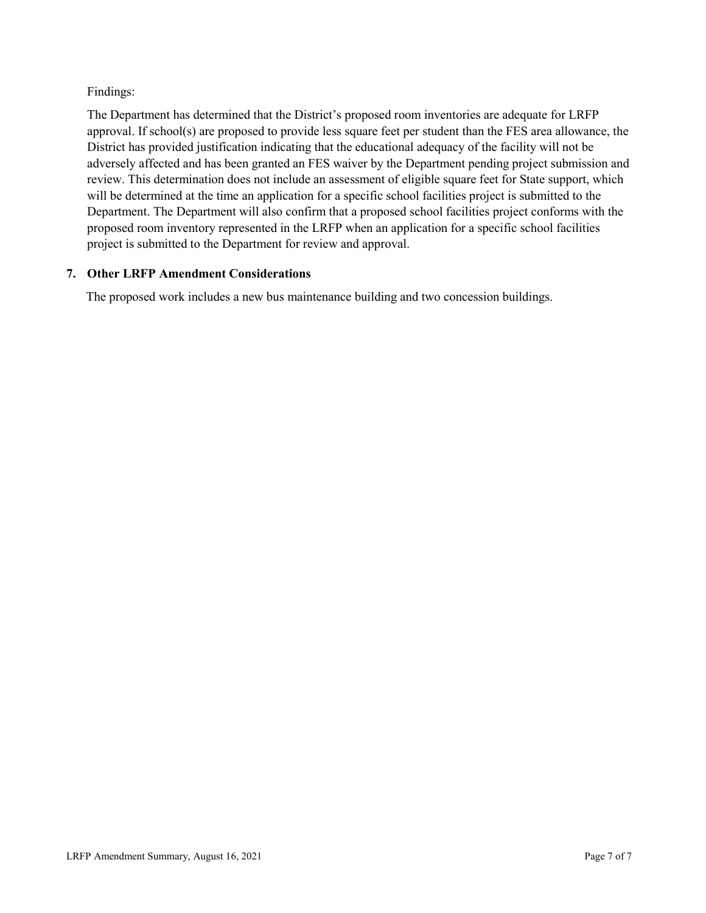Findings:

The Department has determined that the District's proposed room inventories are adequate for LRFP approval. If school(s) are proposed to provide less square feet per student than the FES area allowance, the District has provided justification indicating that the educational adequacy of the facility will not be adversely affected and has been granted an FES waiver by the Department pending project submission and review. This determination does not include an assessment of eligible square feet for State support, which will be determined at the time an application for a specific school facilities project is submitted to the Department. The Department will also confirm that a proposed school facilities project conforms with the proposed room inventory represented in the LRFP when an application for a specific school facilities project is submitted to the Department for review and approval.

## 7. Other LRFP Amendment Considerations

The proposed work includes a new bus maintenance building and two concession buildings.